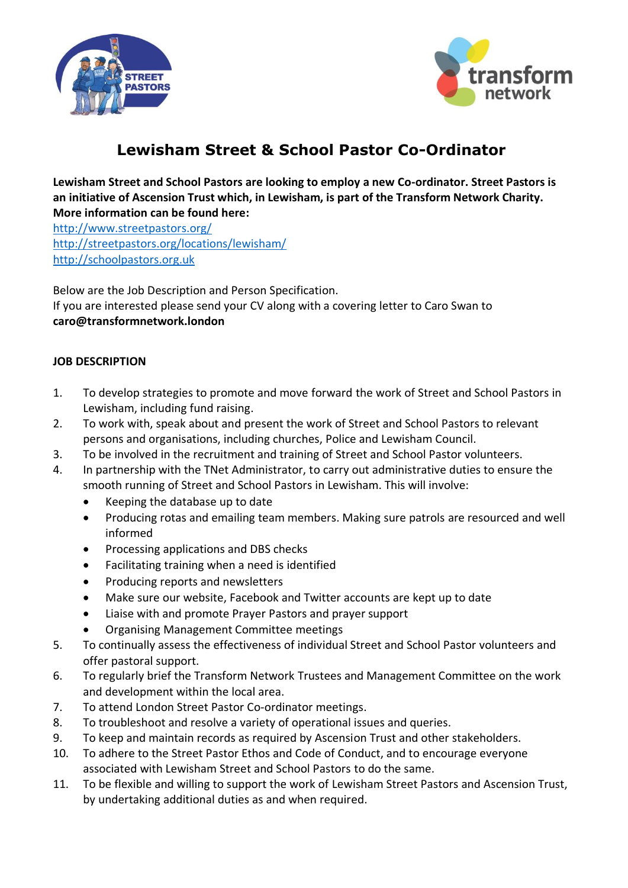# Lewisham Street & School Pastor Co-Ordinator

**Lewisham Street and School Pastors are looking to employ a new Co-ordinator. Street Pastors is an initiative of Ascension Trust which, in Lewisham, is part of the Transform Network Charity. More information can be found here:**

http://www.streetpastors.org/
http://streetpastors.org/locations/lewisham/
http://schoolpastors.org.uk

Below are the Job Description and Person Specification.
If you are interested please send your CV along with a covering letter to Caro Swan to **caro@transformnetwork.london**

**JOB DESCRIPTION**

1. To develop strategies to promote and move forward the work of Street and School Pastors in Lewisham, including fund raising.
2. To work with, speak about and present the work of Street and School Pastors to relevant persons and organisations, including churches, Police and Lewisham Council.
3. To be involved in the recruitment and training of Street and School Pastor volunteers.
4. In partnership with the TNet Administrator, to carry out administrative duties to ensure the smooth running of Street and School Pastors in Lewisham. This will involve:
   - Keeping the database up to date
   - Producing rotas and emailing team members. Making sure patrols are resourced and well informed
   - Processing applications and DBS checks
   - Facilitating training when a need is identified
   - Producing reports and newsletters
   - Make sure our website, Facebook and Twitter accounts are kept up to date
   - Liaise with and promote Prayer Pastors and prayer support
   - Organising Management Committee meetings
5. To continually assess the effectiveness of individual Street and School Pastor volunteers and offer pastoral support.
6. To regularly brief the Transform Network Trustees and Management Committee on the work and development within the local area.
7. To attend London Street Pastor Co-ordinator meetings.
8. To troubleshoot and resolve a variety of operational issues and queries.
9. To keep and maintain records as required by Ascension Trust and other stakeholders.
10. To adhere to the Street Pastor Ethos and Code of Conduct, and to encourage everyone associated with Lewisham Street and School Pastors to do the same.
11. To be flexible and willing to support the work of Lewisham Street Pastors and Ascension Trust, by undertaking additional duties as and when required.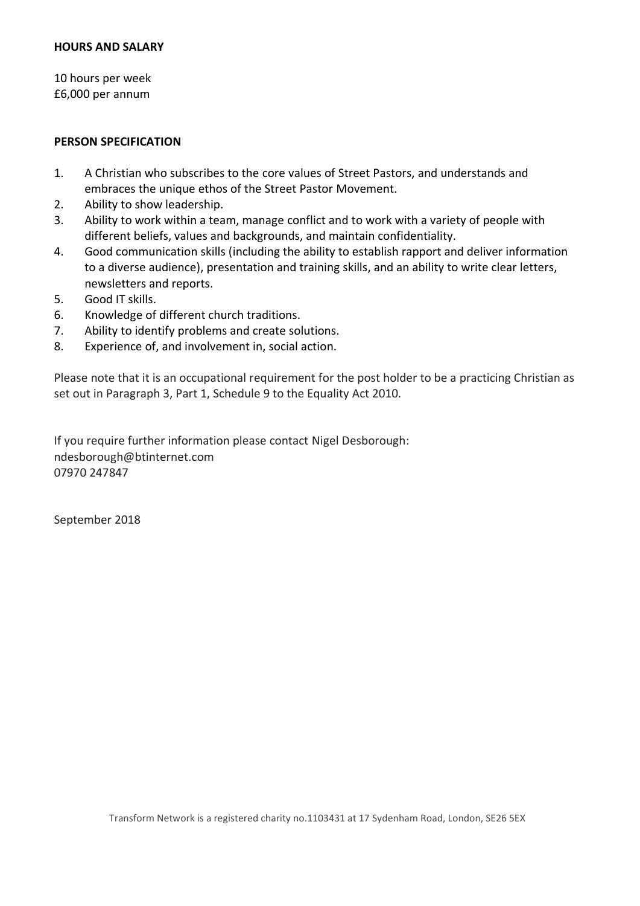**HOURS AND SALARY**

10 hours per week
£6,000 per annum

**PERSON SPECIFICATION**

1. A Christian who subscribes to the core values of Street Pastors, and understands and embraces the unique ethos of the Street Pastor Movement.
2. Ability to show leadership.
3. Ability to work within a team, manage conflict and to work with a variety of people with different beliefs, values and backgrounds, and maintain confidentiality.
4. Good communication skills (including the ability to establish rapport and deliver information to a diverse audience), presentation and training skills, and an ability to write clear letters, newsletters and reports.
5. Good IT skills.
6. Knowledge of different church traditions.
7. Ability to identify problems and create solutions.
8. Experience of, and involvement in, social action.

Please note that it is an occupational requirement for the post holder to be a practicing Christian as set out in Paragraph 3, Part 1, Schedule 9 to the Equality Act 2010.

If you require further information please contact Nigel Desborough:
ndesborough@btinternet.com
07970 247847

September 2018

Transform Network is a registered charity no.1103431 at 17 Sydenham Road, London, SE26 5EX